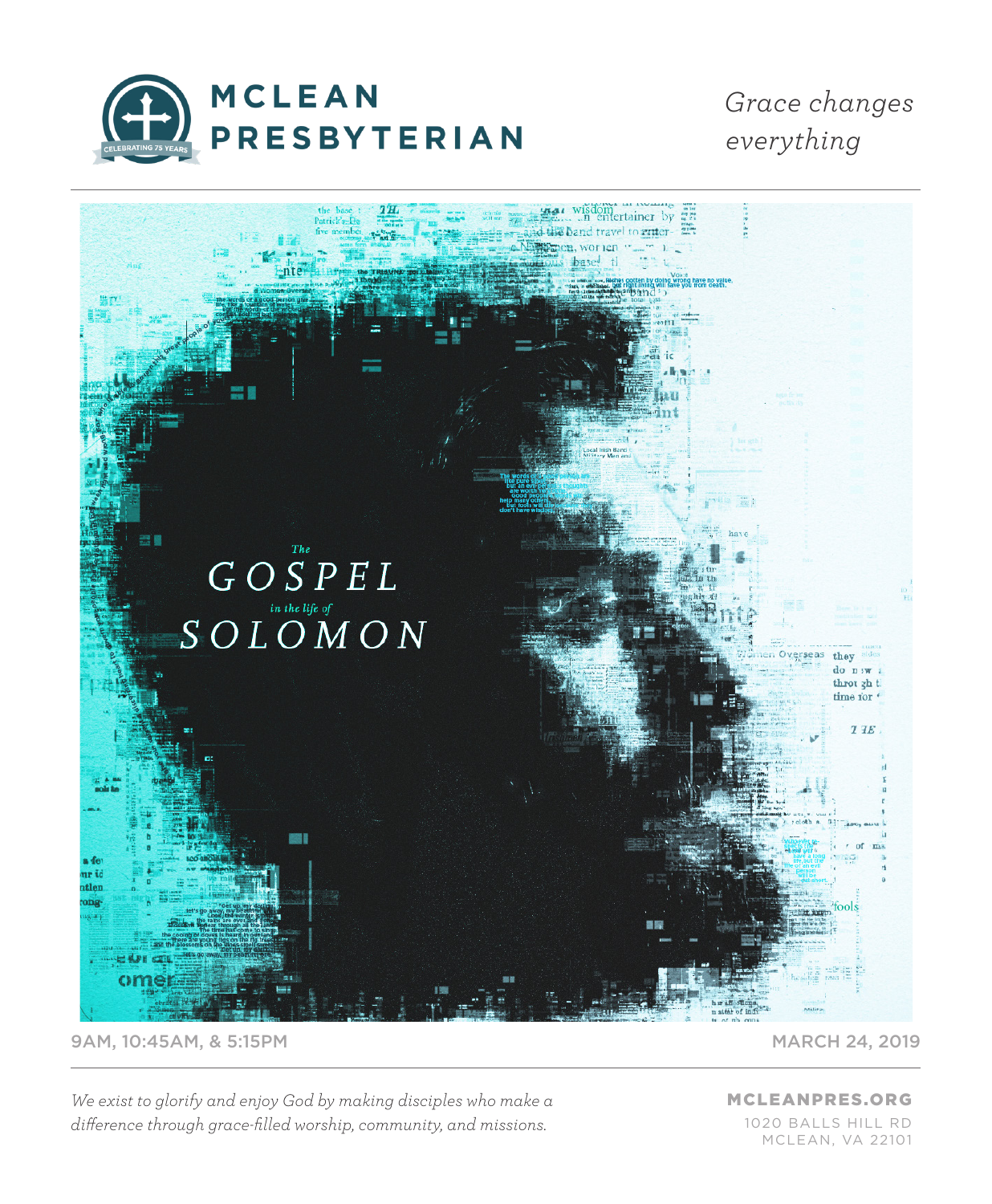# MCLEAN PRESBYTERIAN

CELEBRATING 75 YEARS

*Grace changes everything*

# *The* GOSPEL *in the life of* SOLOMON

9AM, 10:45AM, & 5:15PM

MARCH 24, 2019

*We exist to glorify and enjoy God by making disciples who make a difference through grace-filled worship, community, and missions.*

**MCLEANPRES.ORG**
1020 BALLS HILL RD
MCLEAN, VA 22101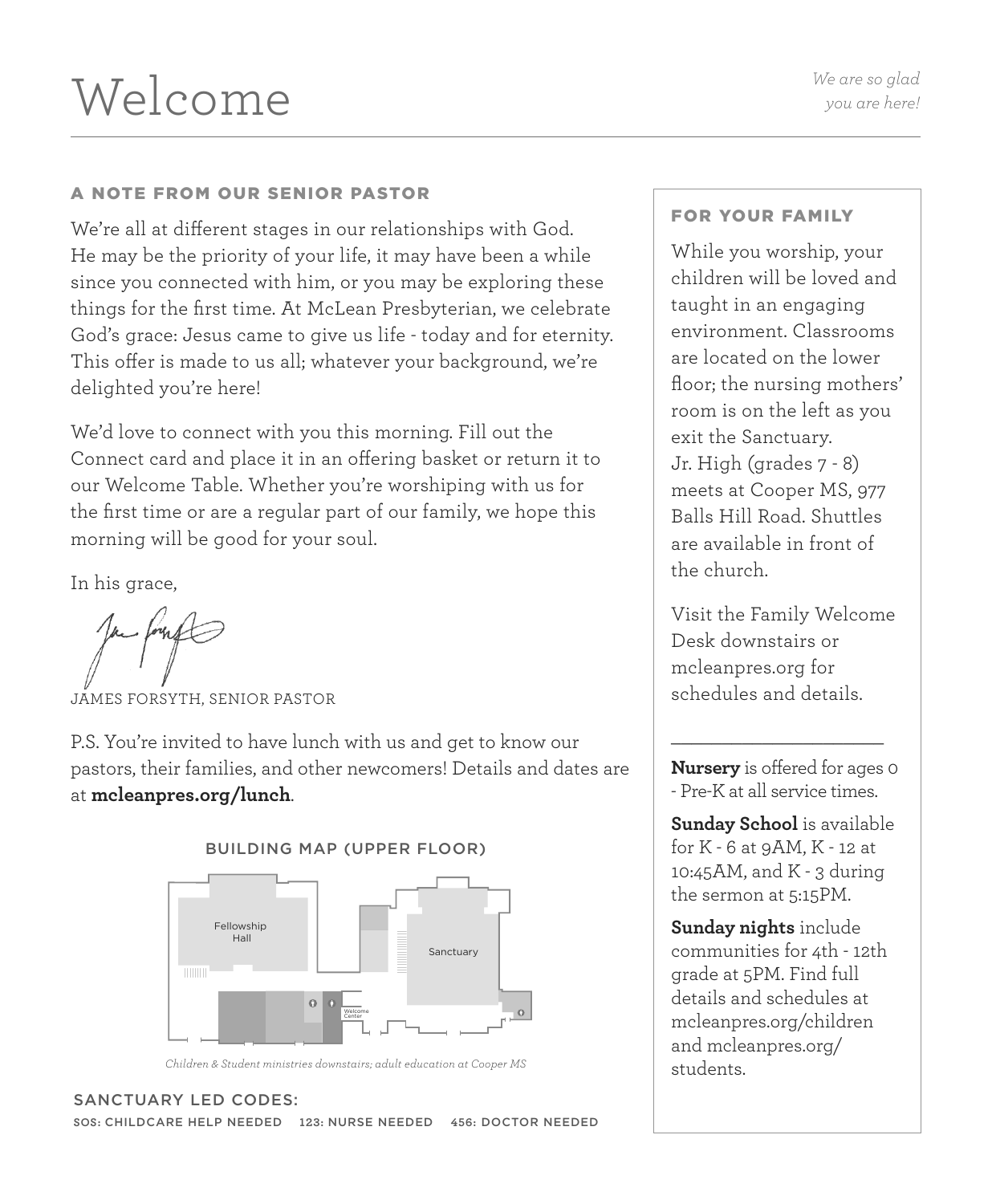# Welcome

*We are so glad you are here!*

## A NOTE FROM OUR SENIOR PASTOR

We're all at different stages in our relationships with God. He may be the priority of your life, it may have been a while since you connected with him, or you may be exploring these things for the first time. At McLean Presbyterian, we celebrate God's grace: Jesus came to give us life - today and for eternity. This offer is made to us all; whatever your background, we're delighted you're here!

We'd love to connect with you this morning. Fill out the Connect card and place it in an offering basket or return it to our Welcome Table. Whether you're worshiping with us for the first time or are a regular part of our family, we hope this morning will be good for your soul.

In his grace,

JAMES FORSYTH, SENIOR PASTOR

P.S. You're invited to have lunch with us and get to know our pastors, their families, and other newcomers! Details and dates are at **mcleanpres.org/lunch**.

### BUILDING MAP (UPPER FLOOR)

Fellowship Hall

Sanctuary

Welcome Center

*Children & Student ministries downstairs; adult education at Cooper MS*

### SANCTUARY LED CODES:

SOS: CHILDCARE HELP NEEDED  123: NURSE NEEDED  456: DOCTOR NEEDED

## FOR YOUR FAMILY

While you worship, your children will be loved and taught in an engaging environment. Classrooms are located on the lower floor; the nursing mothers' room is on the left as you exit the Sanctuary. Jr. High (grades 7 - 8) meets at Cooper MS, 977 Balls Hill Road. Shuttles are available in front of the church.

Visit the Family Welcome Desk downstairs or mcleanpres.org for schedules and details.

---

**Nursery** is offered for ages 0 - Pre-K at all service times.

**Sunday School** is available for K - 6 at 9AM, K - 12 at 10:45AM, and K - 3 during the sermon at 5:15PM.

**Sunday nights** include communities for 4th - 12th grade at 5PM. Find full details and schedules at mcleanpres.org/children and mcleanpres.org/students.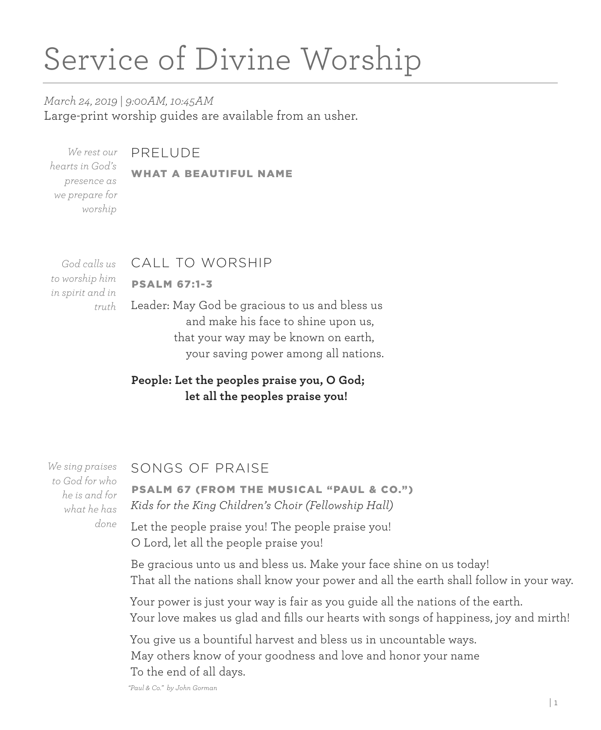# Service of Divine Worship

*March 24, 2019 | 9:00AM, 10:45AM*

Large-print worship guides are available from an usher.

*We rest our hearts in God's presence as we prepare for worship*

## PRELUDE

### WHAT A BEAUTIFUL NAME

*God calls us to worship him in spirit and in truth*

## CALL TO WORSHIP

### PSALM 67:1-3

Leader: May God be gracious to us and bless us
and make his face to shine upon us,
that your way may be known on earth,
your saving power among all nations.

**People: Let the peoples praise you, O God;
let all the peoples praise you!**

*We sing praises to God for who he is and for what he has done*

## SONGS OF PRAISE

### PSALM 67 (FROM THE MUSICAL "PAUL & CO.")

*Kids for the King Children's Choir (Fellowship Hall)*

Let the people praise you! The people praise you!
O Lord, let all the people praise you!

Be gracious unto us and bless us. Make your face shine on us today!
That all the nations shall know your power and all the earth shall follow in your way.

Your power is just your way is fair as you guide all the nations of the earth.
Your love makes us glad and fills our hearts with songs of happiness, joy and mirth!

You give us a bountiful harvest and bless us in uncountable ways.
May others know of your goodness and love and honor your name
To the end of all days.

*"Paul & Co." by John Gorman*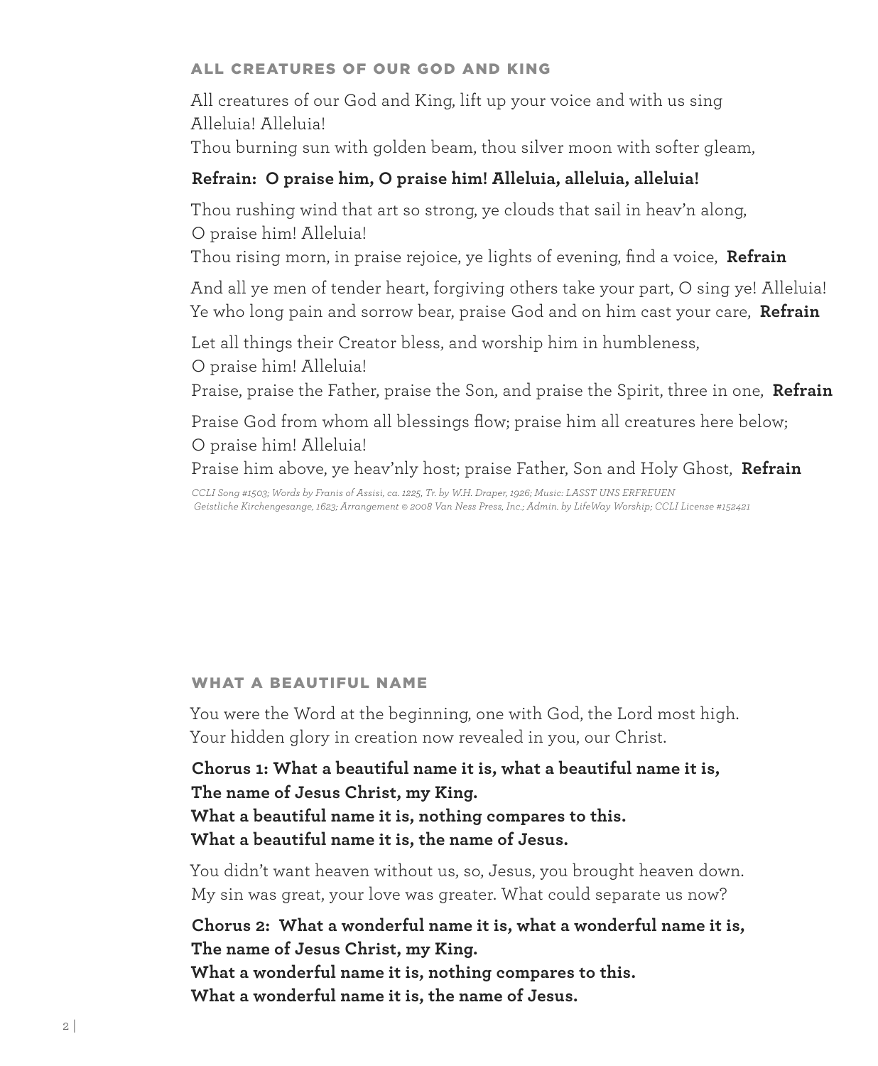## ALL CREATURES OF OUR GOD AND KING

All creatures of our God and King, lift up your voice and with us sing
Alleluia! Alleluia!
Thou burning sun with golden beam, thou silver moon with softer gleam,

**Refrain: O praise him, O praise him! Alleluia, alleluia, alleluia!**

Thou rushing wind that art so strong, ye clouds that sail in heav'n along,
O praise him! Alleluia!
Thou rising morn, in praise rejoice, ye lights of evening, find a voice, **Refrain**

And all ye men of tender heart, forgiving others take your part, O sing ye! Alleluia!
Ye who long pain and sorrow bear, praise God and on him cast your care, **Refrain**

Let all things their Creator bless, and worship him in humbleness,
O praise him! Alleluia!
Praise, praise the Father, praise the Son, and praise the Spirit, three in one, **Refrain**

Praise God from whom all blessings flow; praise him all creatures here below;
O praise him! Alleluia!
Praise him above, ye heav'nly host; praise Father, Son and Holy Ghost, **Refrain**

*CCLI Song #1503; Words by Franis of Assisi, ca. 1225, Tr. by W.H. Draper, 1926; Music: LASST UNS ERFREUEN Geistliche Kirchengesange, 1623; Arrangement © 2008 Van Ness Press, Inc.; Admin. by LifeWay Worship; CCLI License #152421*

## WHAT A BEAUTIFUL NAME

You were the Word at the beginning, one with God, the Lord most high.
Your hidden glory in creation now revealed in you, our Christ.

**Chorus 1: What a beautiful name it is, what a beautiful name it is,**
**The name of Jesus Christ, my King.**
**What a beautiful name it is, nothing compares to this.**
**What a beautiful name it is, the name of Jesus.**

You didn't want heaven without us, so, Jesus, you brought heaven down.
My sin was great, your love was greater. What could separate us now?

**Chorus 2: What a wonderful name it is, what a wonderful name it is,**
**The name of Jesus Christ, my King.**
**What a wonderful name it is, nothing compares to this.**
**What a wonderful name it is, the name of Jesus.**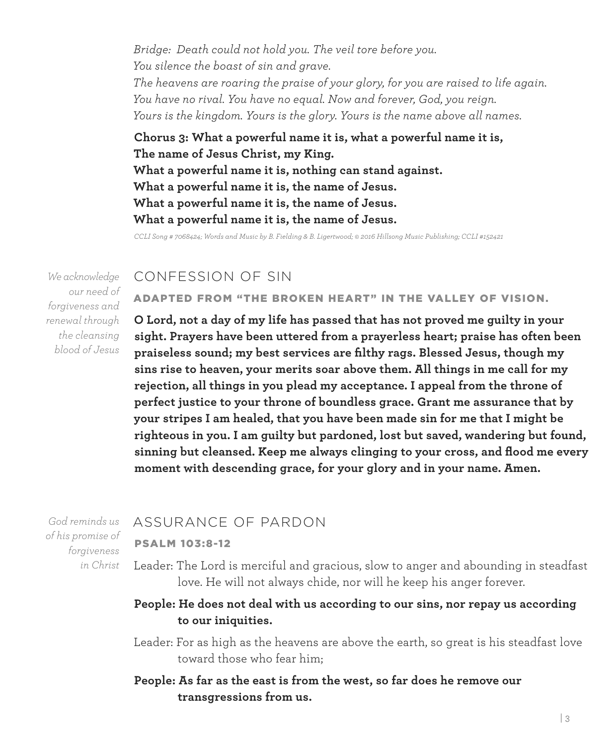*Bridge: Death could not hold you. The veil tore before you.*
*You silence the boast of sin and grave.*
*The heavens are roaring the praise of your glory, for you are raised to life again.*
*You have no rival. You have no equal. Now and forever, God, you reign.*
*Yours is the kingdom. Yours is the glory. Yours is the name above all names.*

**Chorus 3: What a powerful name it is, what a powerful name it is,**
**The name of Jesus Christ, my King.**
**What a powerful name it is, nothing can stand against.**
**What a powerful name it is, the name of Jesus.**
**What a powerful name it is, the name of Jesus.**
**What a powerful name it is, the name of Jesus.**

*CCLI Song # 7068424; Words and Music by B. Fielding & B. Ligertwood; © 2016 Hillsong Music Publishing; CCLI #152421*

## CONFESSION OF SIN

*We acknowledge our need of forgiveness and renewal through the cleansing blood of Jesus*

### ADAPTED FROM "THE BROKEN HEART" IN THE VALLEY OF VISION.

**O Lord, not a day of my life has passed that has not proved me guilty in your sight. Prayers have been uttered from a prayerless heart; praise has often been praiseless sound; my best services are filthy rags. Blessed Jesus, though my sins rise to heaven, your merits soar above them. All things in me call for my rejection, all things in you plead my acceptance. I appeal from the throne of perfect justice to your throne of boundless grace. Grant me assurance that by your stripes I am healed, that you have been made sin for me that I might be righteous in you. I am guilty but pardoned, lost but saved, wandering but found, sinning but cleansed. Keep me always clinging to your cross, and flood me every moment with descending grace, for your glory and in your name. Amen.**

## ASSURANCE OF PARDON

*God reminds us of his promise of forgiveness in Christ*

### PSALM 103:8-12

Leader: The Lord is merciful and gracious, slow to anger and abounding in steadfast love. He will not always chide, nor will he keep his anger forever.

**People: He does not deal with us according to our sins, nor repay us according to our iniquities.**

Leader: For as high as the heavens are above the earth, so great is his steadfast love toward those who fear him;

**People: As far as the east is from the west, so far does he remove our transgressions from us.**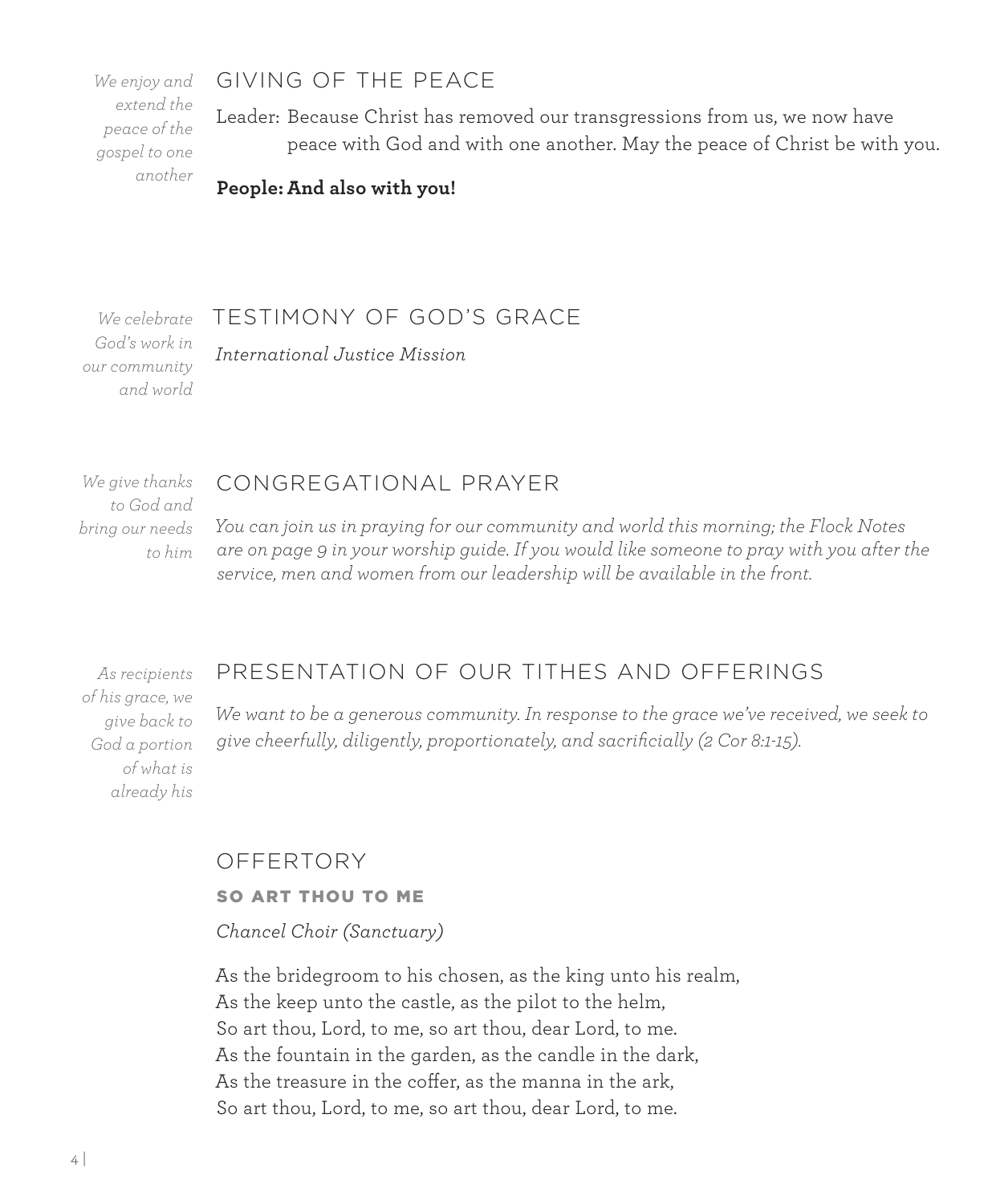*We enjoy and extend the peace of the gospel to one another*

## GIVING OF THE PEACE

Leader: Because Christ has removed our transgressions from us, we now have peace with God and with one another. May the peace of Christ be with you.

**People: And also with you!**

*We celebrate God's work in our community and world*

## TESTIMONY OF GOD'S GRACE

*International Justice Mission*

*We give thanks to God and bring our needs to him*

## CONGREGATIONAL PRAYER

*You can join us in praying for our community and world this morning; the Flock Notes are on page 9 in your worship guide. If you would like someone to pray with you after the service, men and women from our leadership will be available in the front.*

*As recipients of his grace, we give back to God a portion of what is already his*

## PRESENTATION OF OUR TITHES AND OFFERINGS

*We want to be a generous community. In response to the grace we've received, we seek to give cheerfully, diligently, proportionately, and sacrificially (2 Cor 8:1-15).*

## OFFERTORY

### SO ART THOU TO ME

*Chancel Choir (Sanctuary)*

As the bridegroom to his chosen, as the king unto his realm,
As the keep unto the castle, as the pilot to the helm,
So art thou, Lord, to me, so art thou, dear Lord, to me.
As the fountain in the garden, as the candle in the dark,
As the treasure in the coffer, as the manna in the ark,
So art thou, Lord, to me, so art thou, dear Lord, to me.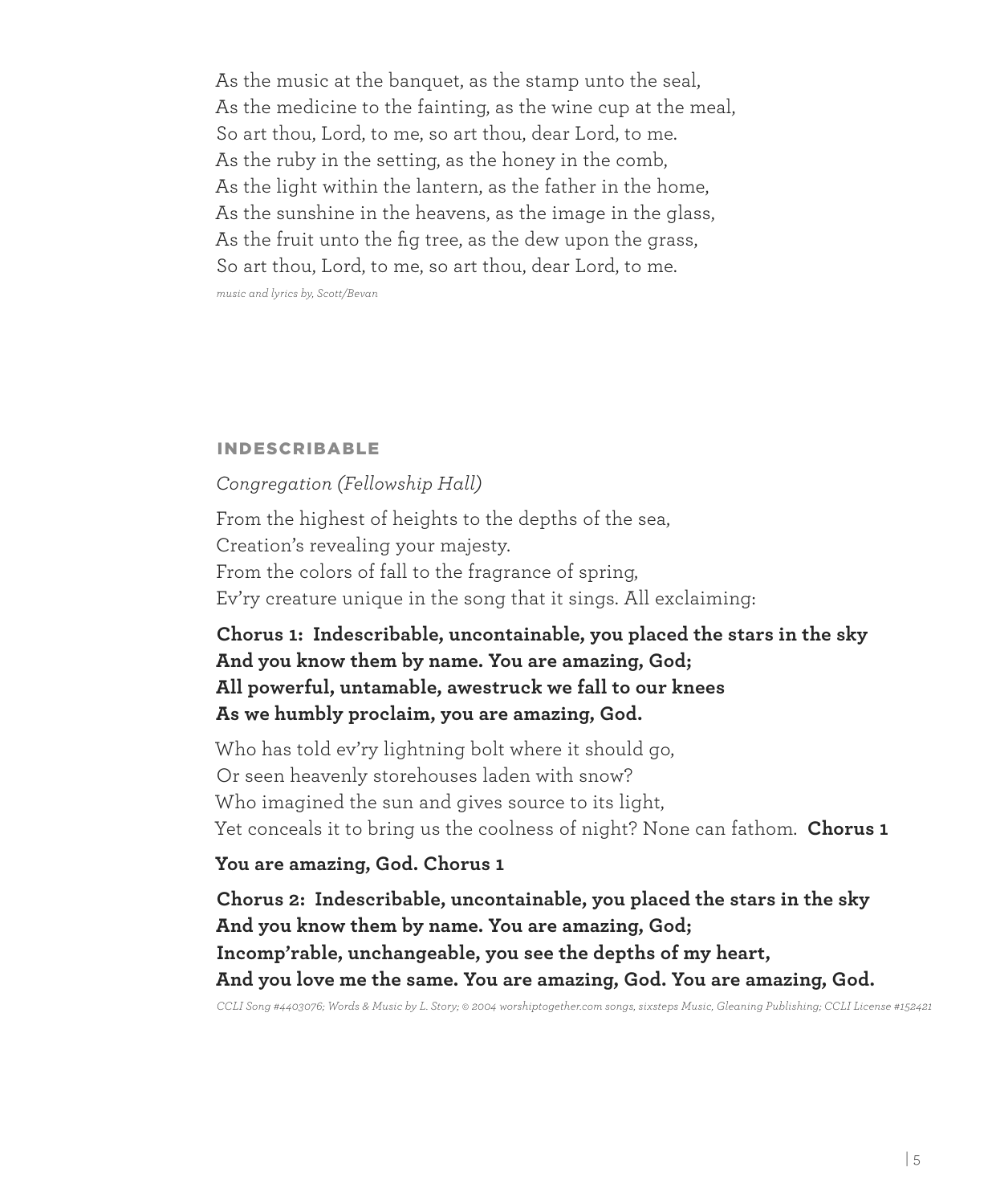As the music at the banquet, as the stamp unto the seal,
As the medicine to the fainting, as the wine cup at the meal,
So art thou, Lord, to me, so art thou, dear Lord, to me.
As the ruby in the setting, as the honey in the comb,
As the light within the lantern, as the father in the home,
As the sunshine in the heavens, as the image in the glass,
As the fruit unto the fig tree, as the dew upon the grass,
So art thou, Lord, to me, so art thou, dear Lord, to me.

*music and lyrics by, Scott/Bevan*

## INDESCRIBABLE

*Congregation (Fellowship Hall)*

From the highest of heights to the depths of the sea,
Creation's revealing your majesty.
From the colors of fall to the fragrance of spring,
Ev'ry creature unique in the song that it sings. All exclaiming:

**Chorus 1: Indescribable, uncontainable, you placed the stars in the sky**
**And you know them by name. You are amazing, God;**
**All powerful, untamable, awestruck we fall to our knees**
**As we humbly proclaim, you are amazing, God.**

Who has told ev'ry lightning bolt where it should go,
Or seen heavenly storehouses laden with snow?
Who imagined the sun and gives source to its light,
Yet conceals it to bring us the coolness of night? None can fathom. **Chorus 1**

**You are amazing, God. Chorus 1**

**Chorus 2: Indescribable, uncontainable, you placed the stars in the sky**
**And you know them by name. You are amazing, God;**
**Incomp'rable, unchangeable, you see the depths of my heart,**
**And you love me the same. You are amazing, God. You are amazing, God.**

*CCLI Song #4403076; Words & Music by L. Story; © 2004 worshiptogether.com songs, sixsteps Music, Gleaning Publishing; CCLI License #152421*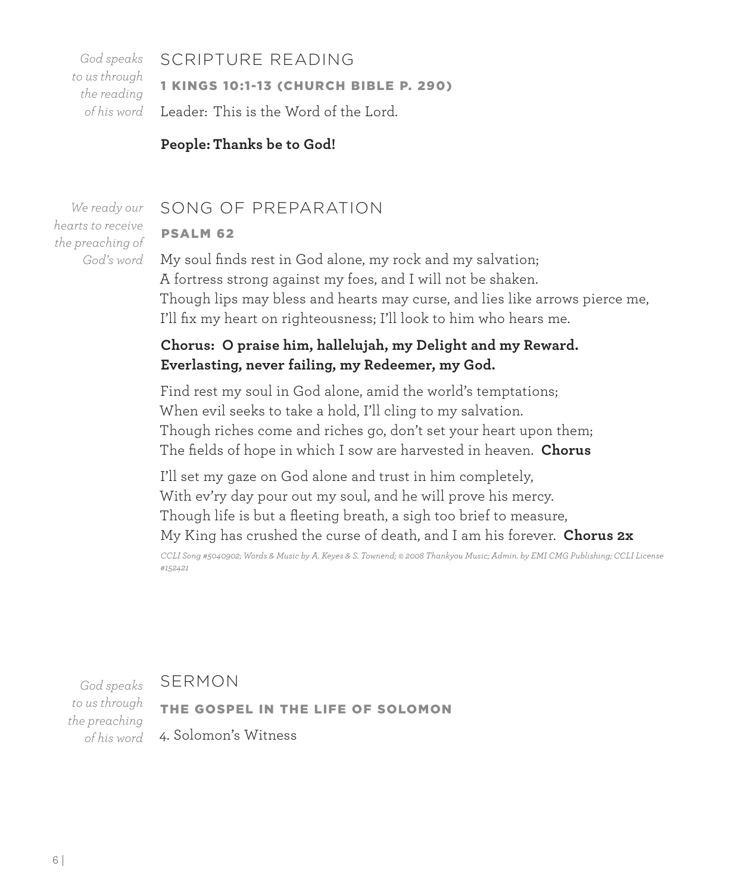*God speaks to us through the reading of his word*

## SCRIPTURE READING

### 1 KINGS 10:1-13 (CHURCH BIBLE P. 290)

Leader: This is the Word of the Lord.

**People: Thanks be to God!**

*We ready our hearts to receive the preaching of God's word*

## SONG OF PREPARATION

### PSALM 62

My soul finds rest in God alone, my rock and my salvation;
A fortress strong against my foes, and I will not be shaken.
Though lips may bless and hearts may curse, and lies like arrows pierce me,
I'll fix my heart on righteousness; I'll look to him who hears me.

**Chorus: O praise him, hallelujah, my Delight and my Reward.
Everlasting, never failing, my Redeemer, my God.**

Find rest my soul in God alone, amid the world's temptations;
When evil seeks to take a hold, I'll cling to my salvation.
Though riches come and riches go, don't set your heart upon them;
The fields of hope in which I sow are harvested in heaven. **Chorus**

I'll set my gaze on God alone and trust in him completely,
With ev'ry day pour out my soul, and he will prove his mercy.
Though life is but a fleeting breath, a sigh too brief to measure,
My King has crushed the curse of death, and I am his forever. **Chorus 2x**

*CCLI Song #5040902; Words & Music by A. Keyes & S. Townend; © 2008 Thankyou Music; Admin. by EMI CMG Publishing; CCLI License #152421*

*God speaks to us through the preaching of his word*

## SERMON

### THE GOSPEL IN THE LIFE OF SOLOMON

4. Solomon's Witness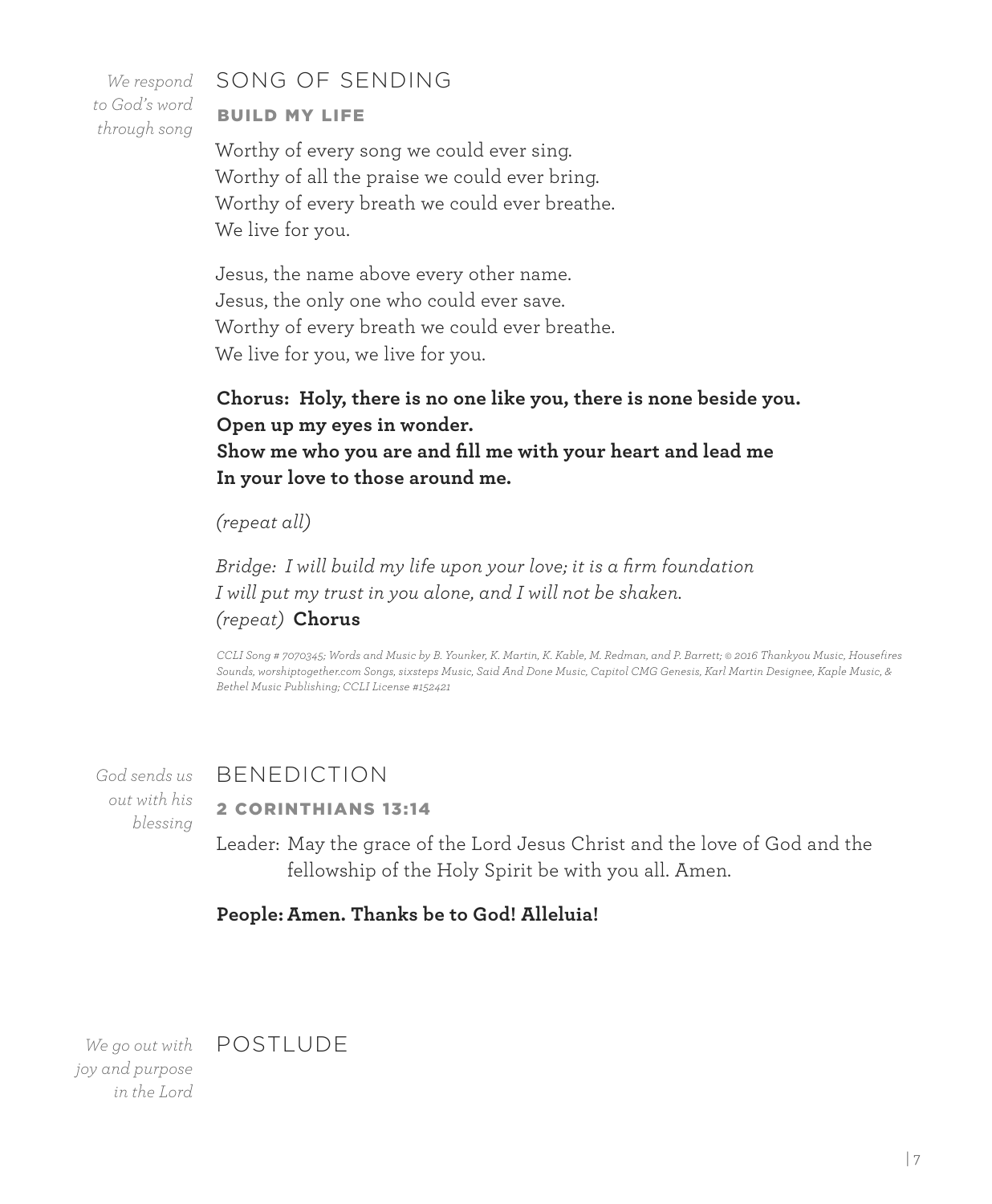*We respond to God's word through song*

## SONG OF SENDING

### BUILD MY LIFE

Worthy of every song we could ever sing.
Worthy of all the praise we could ever bring.
Worthy of every breath we could ever breathe.
We live for you.

Jesus, the name above every other name.
Jesus, the only one who could ever save.
Worthy of every breath we could ever breathe.
We live for you, we live for you.

**Chorus: Holy, there is no one like you, there is none beside you.**
**Open up my eyes in wonder.**
**Show me who you are and fill me with your heart and lead me**
**In your love to those around me.**

*(repeat all)*

*Bridge: I will build my life upon your love; it is a firm foundation*
*I will put my trust in you alone, and I will not be shaken.*
*(repeat)* **Chorus**

*CCLI Song # 7070345; Words and Music by B. Younker, K. Martin, K. Kable, M. Redman, and P. Barrett; © 2016 Thankyou Music, Housefires Sounds, worshiptogether.com Songs, sixsteps Music, Said And Done Music, Capitol CMG Genesis, Karl Martin Designee, Kaple Music, & Bethel Music Publishing; CCLI License #152421*

*God sends us out with his blessing*

## BENEDICTION

### 2 CORINTHIANS 13:14

Leader: May the grace of the Lord Jesus Christ and the love of God and the fellowship of the Holy Spirit be with you all. Amen.

**People: Amen. Thanks be to God! Alleluia!**

*We go out with joy and purpose in the Lord*

## POSTLUDE